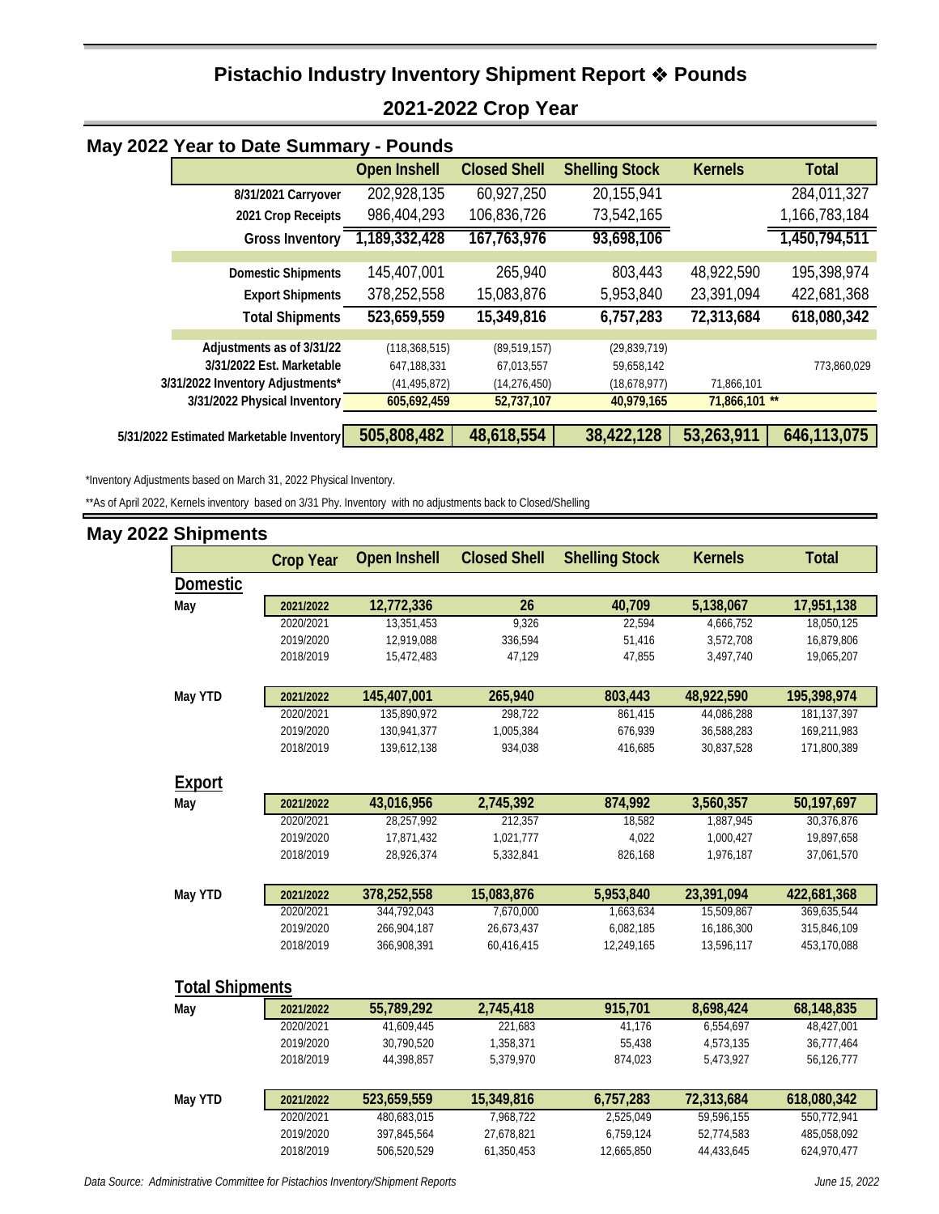# Pistachio Industry Inventory Shipment Report ❖ Pounds

## 2021-2022 Crop Year

### May 2022 Year to Date Summary - Pounds

| | Open Inshell | Closed Shell | Shelling Stock | Kernels | Total |
|---|---|---|---|---|---|
| 8/31/2021 Carryover | 202,928,135 | 60,927,250 | 20,155,941 | | 284,011,327 |
| 2021 Crop Receipts | 986,404,293 | 106,836,726 | 73,542,165 | | 1,166,783,184 |
| **Gross Inventory** | **1,189,332,428** | **167,763,976** | **93,698,106** | | **1,450,794,511** |
| Domestic Shipments | 145,407,001 | 265,940 | 803,443 | 48,922,590 | 195,398,974 |
| Export Shipments | 378,252,558 | 15,083,876 | 5,953,840 | 23,391,094 | 422,681,368 |
| **Total Shipments** | **523,659,559** | **15,349,816** | **6,757,283** | **72,313,684** | **618,080,342** |
| Adjustments as of 3/31/22 | (118,368,515) | (89,519,157) | (29,839,719) | | |
| 3/31/2022 Est. Marketable | 647,188,331 | 67,013,557 | 59,658,142 | | 773,860,029 |
| 3/31/2022 Inventory Adjustments* | (41,495,872) | (14,276,450) | (18,678,977) | 71,866,101 | |
| 3/31/2022 Physical Inventory | 605,692,459 | 52,737,107 | 40,979,165 | 71,866,101 ** | |
| **5/31/2022 Estimated Marketable Inventory** | **505,808,482** | **48,618,554** | **38,422,128** | **53,263,911** | **646,113,075** |

*Inventory Adjustments based on March 31, 2022 Physical Inventory.

**As of April 2022, Kernels inventory based on 3/31 Phy. Inventory with no adjustments back to Closed/Shelling

### May 2022 Shipments

| | Crop Year | Open Inshell | Closed Shell | Shelling Stock | Kernels | Total |
|---|---|---|---|---|---|---|
| **Domestic** | | | | | | |
| May | **2021/2022** | **12,772,336** | **26** | **40,709** | **5,138,067** | **17,951,138** |
| | 2020/2021 | 13,351,453 | 9,326 | 22,594 | 4,666,752 | 18,050,125 |
| | 2019/2020 | 12,919,088 | 336,594 | 51,416 | 3,572,708 | 16,879,806 |
| | 2018/2019 | 15,472,483 | 47,129 | 47,855 | 3,497,740 | 19,065,207 |
| May YTD | **2021/2022** | **145,407,001** | **265,940** | **803,443** | **48,922,590** | **195,398,974** |
| | 2020/2021 | 135,890,972 | 298,722 | 861,415 | 44,086,288 | 181,137,397 |
| | 2019/2020 | 130,941,377 | 1,005,384 | 676,939 | 36,588,283 | 169,211,983 |
| | 2018/2019 | 139,612,138 | 934,038 | 416,685 | 30,837,528 | 171,800,389 |
| **Export** | | | | | | |
| May | **2021/2022** | **43,016,956** | **2,745,392** | **874,992** | **3,560,357** | **50,197,697** |
| | 2020/2021 | 28,257,992 | 212,357 | 18,582 | 1,887,945 | 30,376,876 |
| | 2019/2020 | 17,871,432 | 1,021,777 | 4,022 | 1,000,427 | 19,897,658 |
| | 2018/2019 | 28,926,374 | 5,332,841 | 826,168 | 1,976,187 | 37,061,570 |
| May YTD | **2021/2022** | **378,252,558** | **15,083,876** | **5,953,840** | **23,391,094** | **422,681,368** |
| | 2020/2021 | 344,792,043 | 7,670,000 | 1,663,634 | 15,509,867 | 369,635,544 |
| | 2019/2020 | 266,904,187 | 26,673,437 | 6,082,185 | 16,186,300 | 315,846,109 |
| | 2018/2019 | 366,908,391 | 60,416,415 | 12,249,165 | 13,596,117 | 453,170,088 |
| **Total Shipments** | | | | | | |
| May | **2021/2022** | **55,789,292** | **2,745,418** | **915,701** | **8,698,424** | **68,148,835** |
| | 2020/2021 | 41,609,445 | 221,683 | 41,176 | 6,554,697 | 48,427,001 |
| | 2019/2020 | 30,790,520 | 1,358,371 | 55,438 | 4,573,135 | 36,777,464 |
| | 2018/2019 | 44,398,857 | 5,379,970 | 874,023 | 5,473,927 | 56,126,777 |
| May YTD | **2021/2022** | **523,659,559** | **15,349,816** | **6,757,283** | **72,313,684** | **618,080,342** |
| | 2020/2021 | 480,683,015 | 7,968,722 | 2,525,049 | 59,596,155 | 550,772,941 |
| | 2019/2020 | 397,845,564 | 27,678,821 | 6,759,124 | 52,774,583 | 485,058,092 |
| | 2018/2019 | 506,520,529 | 61,350,453 | 12,665,850 | 44,433,645 | 624,970,477 |

*Data Source: Administrative Committee for Pistachios Inventory/Shipment Reports* *June 15, 2022*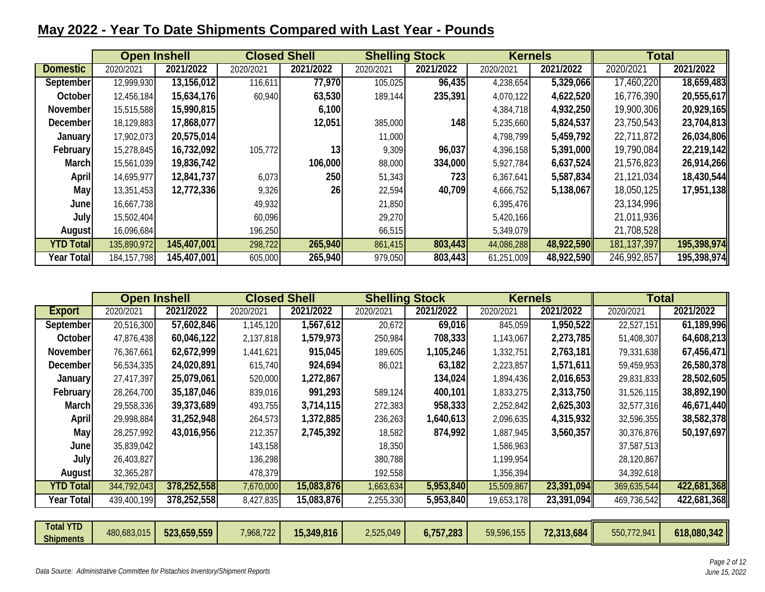## May 2022 - Year To Date Shipments Compared with Last Year - Pounds

| | Open Inshell | | Closed Shell | | Shelling Stock | | Kernels | | Total | |
|---|---|---|---|---|---|---|---|---|---|---|
| **Domestic** | 2020/2021 | **2021/2022** | 2020/2021 | **2021/2022** | 2020/2021 | **2021/2022** | 2020/2021 | **2021/2022** | 2020/2021 | **2021/2022** |
| September | 12,999,930 | **13,156,012** | 116,611 | **77,970** | 105,025 | **96,435** | 4,238,654 | **5,329,066** | 17,460,220 | **18,659,483** |
| October | 12,456,184 | **15,634,176** | 60,940 | **63,530** | 189,144 | **235,391** | 4,070,122 | **4,622,520** | 16,776,390 | **20,555,617** |
| November | 15,515,588 | **15,990,815** | | **6,100** | | | 4,384,718 | **4,932,250** | 19,900,306 | **20,929,165** |
| December | 18,129,883 | **17,868,077** | | **12,051** | 385,000 | **148** | 5,235,660 | **5,824,537** | 23,750,543 | **23,704,813** |
| January | 17,902,073 | **20,575,014** | | | 11,000 | | 4,798,799 | **5,459,792** | 22,711,872 | **26,034,806** |
| February | 15,278,845 | **16,732,092** | 105,772 | **13** | 9,309 | **96,037** | 4,396,158 | **5,391,000** | 19,790,084 | **22,219,142** |
| March | 15,561,039 | **19,836,742** | | **106,000** | 88,000 | **334,000** | 5,927,784 | **6,637,524** | 21,576,823 | **26,914,266** |
| April | 14,695,977 | **12,841,737** | 6,073 | **250** | 51,343 | **723** | 6,367,641 | **5,587,834** | 21,121,034 | **18,430,544** |
| May | 13,351,453 | **12,772,336** | 9,326 | **26** | 22,594 | **40,709** | 4,666,752 | **5,138,067** | 18,050,125 | **17,951,138** |
| June | 16,667,738 | | 49,932 | | 21,850 | | 6,395,476 | | 23,134,996 | |
| July | 15,502,404 | | 60,096 | | 29,270 | | 5,420,166 | | 21,011,936 | |
| August | 16,096,684 | | 196,250 | | 66,515 | | 5,349,079 | | 21,708,528 | |
| **YTD Total** | 135,890,972 | **145,407,001** | 298,722 | **265,940** | 861,415 | **803,443** | 44,086,288 | **48,922,590** | 181,137,397 | **195,398,974** |
| **Year Total** | 184,157,798 | **145,407,001** | 605,000 | **265,940** | 979,050 | **803,443** | 61,251,009 | **48,922,590** | 246,992,857 | **195,398,974** |

| | Open Inshell | | Closed Shell | | Shelling Stock | | Kernels | | Total | |
|---|---|---|---|---|---|---|---|---|---|---|
| **Export** | 2020/2021 | **2021/2022** | 2020/2021 | **2021/2022** | 2020/2021 | **2021/2022** | 2020/2021 | **2021/2022** | 2020/2021 | **2021/2022** |
| September | 20,516,300 | **57,602,846** | 1,145,120 | **1,567,612** | 20,672 | **69,016** | 845,059 | **1,950,522** | 22,527,151 | **61,189,996** |
| October | 47,876,438 | **60,046,122** | 2,137,818 | **1,579,973** | 250,984 | **708,333** | 1,143,067 | **2,273,785** | 51,408,307 | **64,608,213** |
| November | 76,367,661 | **62,672,999** | 1,441,621 | **915,045** | 189,605 | **1,105,246** | 1,332,751 | **2,763,181** | 79,331,638 | **67,456,471** |
| December | 56,534,335 | **24,020,891** | 615,740 | **924,694** | 86,021 | **63,182** | 2,223,857 | **1,571,611** | 59,459,953 | **26,580,378** |
| January | 27,417,397 | **25,079,061** | 520,000 | **1,272,867** | | **134,024** | 1,894,436 | **2,016,653** | 29,831,833 | **28,502,605** |
| February | 28,264,700 | **35,187,046** | 839,016 | **991,293** | 589,124 | **400,101** | 1,833,275 | **2,313,750** | 31,526,115 | **38,892,190** |
| March | 29,558,336 | **39,373,689** | 493,755 | **3,714,115** | 272,383 | **958,333** | 2,252,842 | **2,625,303** | 32,577,316 | **46,671,440** |
| April | 29,998,884 | **31,252,948** | 264,573 | **1,372,885** | 236,263 | **1,640,613** | 2,096,635 | **4,315,932** | 32,596,355 | **38,582,378** |
| May | 28,257,992 | **43,016,956** | 212,357 | **2,745,392** | 18,582 | **874,992** | 1,887,945 | **3,560,357** | 30,376,876 | **50,197,697** |
| June | 35,839,042 | | 143,158 | | 18,350 | | 1,586,963 | | 37,587,513 | |
| July | 26,403,827 | | 136,298 | | 380,788 | | 1,199,954 | | 28,120,867 | |
| August | 32,365,287 | | 478,379 | | 192,558 | | 1,356,394 | | 34,392,618 | |
| **YTD Total** | 344,792,043 | **378,252,558** | 7,670,000 | **15,083,876** | 1,663,634 | **5,953,840** | 15,509,867 | **23,391,094** | 369,635,544 | **422,681,368** |
| **Year Total** | 439,400,199 | **378,252,558** | 8,427,835 | **15,083,876** | 2,255,330 | **5,953,840** | 19,653,178 | **23,391,094** | 469,736,542 | **422,681,368** |
| **Total YTD Shipments** | 480,683,015 | **523,659,559** | 7,968,722 | **15,349,816** | 2,525,049 | **6,757,283** | 59,596,155 | **72,313,684** | 550,772,941 | **618,080,342** |

*Data Source: Administrative Committee for Pistachios Inventory/Shipment Reports*

*June 15, 2022*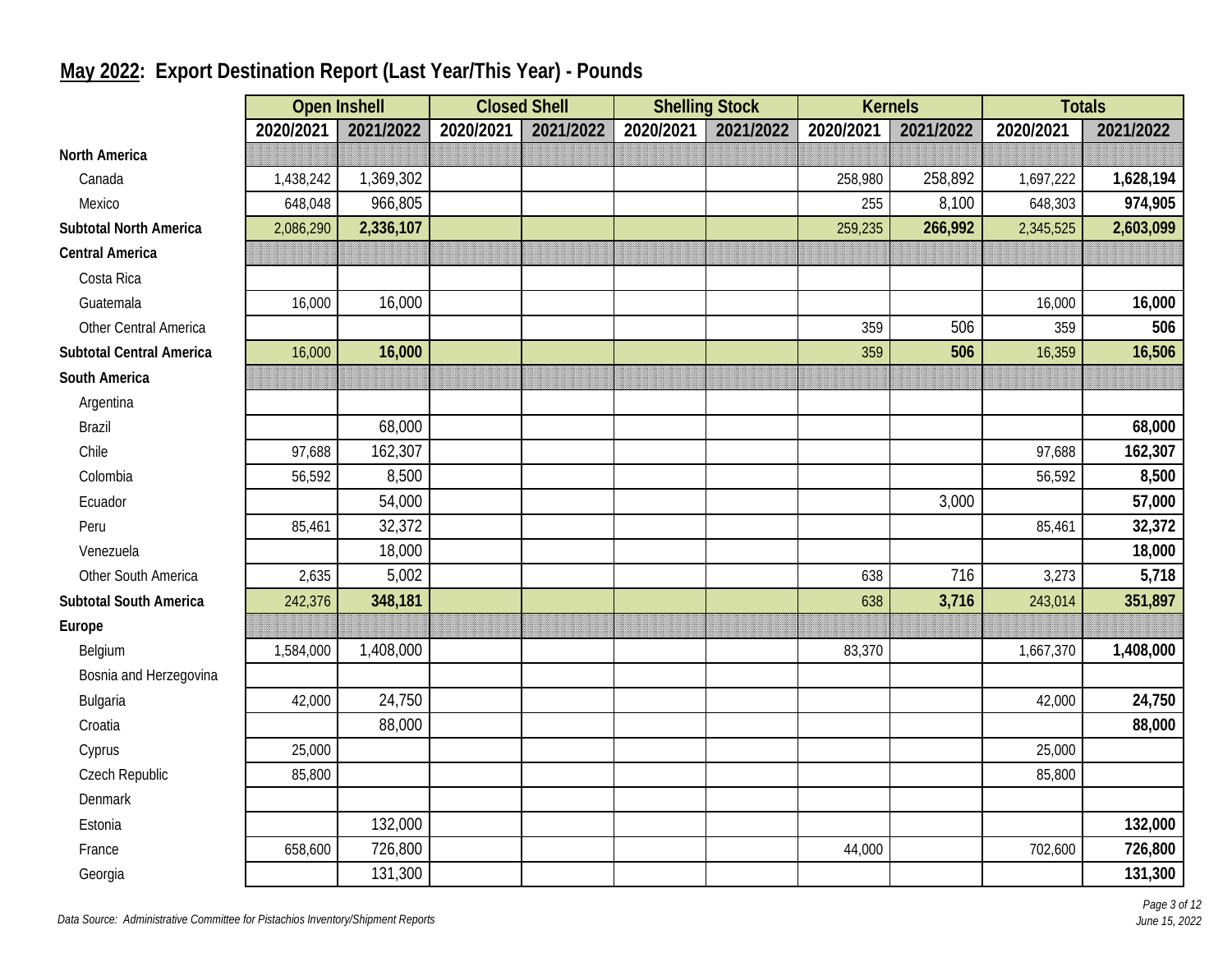## May 2022: Export Destination Report (Last Year/This Year) - Pounds

| | Open Inshell | | Closed Shell | | Shelling Stock | | Kernels | | Totals | |
|---|---|---|---|---|---|---|---|---|---|---|
| | 2020/2021 | 2021/2022 | 2020/2021 | 2021/2022 | 2020/2021 | 2021/2022 | 2020/2021 | 2021/2022 | 2020/2021 | 2021/2022 |
| **North America** | | | | | | | | | | |
| Canada | 1,438,242 | 1,369,302 | | | | | 258,980 | 258,892 | 1,697,222 | **1,628,194** |
| Mexico | 648,048 | 966,805 | | | | | 255 | 8,100 | 648,303 | **974,905** |
| **Subtotal North America** | 2,086,290 | **2,336,107** | | | | | 259,235 | **266,992** | 2,345,525 | **2,603,099** |
| **Central America** | | | | | | | | | | |
| Costa Rica | | | | | | | | | | |
| Guatemala | 16,000 | 16,000 | | | | | | | 16,000 | **16,000** |
| Other Central America | | | | | | | 359 | 506 | 359 | **506** |
| **Subtotal Central America** | 16,000 | **16,000** | | | | | 359 | **506** | 16,359 | **16,506** |
| **South America** | | | | | | | | | | |
| Argentina | | | | | | | | | | |
| Brazil | | 68,000 | | | | | | | | **68,000** |
| Chile | 97,688 | 162,307 | | | | | | | 97,688 | **162,307** |
| Colombia | 56,592 | 8,500 | | | | | | | 56,592 | **8,500** |
| Ecuador | | 54,000 | | | | | | 3,000 | | **57,000** |
| Peru | 85,461 | 32,372 | | | | | | | 85,461 | **32,372** |
| Venezuela | | 18,000 | | | | | | | | **18,000** |
| Other South America | 2,635 | 5,002 | | | | | 638 | 716 | 3,273 | **5,718** |
| **Subtotal South America** | 242,376 | **348,181** | | | | | 638 | **3,716** | 243,014 | **351,897** |
| **Europe** | | | | | | | | | | |
| Belgium | 1,584,000 | 1,408,000 | | | | | 83,370 | | 1,667,370 | **1,408,000** |
| Bosnia and Herzegovina | | | | | | | | | | |
| Bulgaria | 42,000 | 24,750 | | | | | | | 42,000 | **24,750** |
| Croatia | | 88,000 | | | | | | | | **88,000** |
| Cyprus | 25,000 | | | | | | | | 25,000 | |
| Czech Republic | 85,800 | | | | | | | | 85,800 | |
| Denmark | | | | | | | | | | |
| Estonia | | 132,000 | | | | | | | | **132,000** |
| France | 658,600 | 726,800 | | | | | 44,000 | | 702,600 | **726,800** |
| Georgia | | 131,300 | | | | | | | | **131,300** |

*Data Source: Administrative Committee for Pistachios Inventory/Shipment Reports*

*June 15, 2022*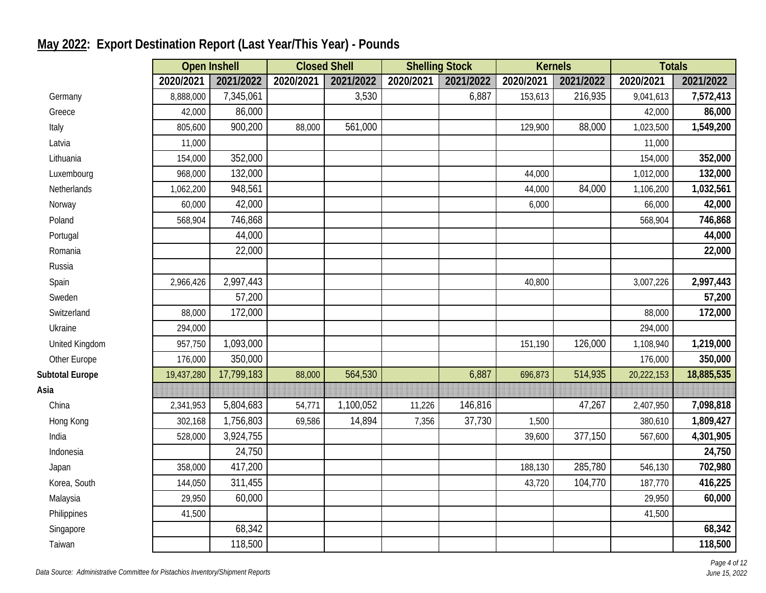## May 2022: Export Destination Report (Last Year/This Year) - Pounds

| | Open Inshell | | Closed Shell | | Shelling Stock | | Kernels | | Totals | |
|---|---|---|---|---|---|---|---|---|---|---|
| | 2020/2021 | 2021/2022 | 2020/2021 | 2021/2022 | 2020/2021 | 2021/2022 | 2020/2021 | 2021/2022 | 2020/2021 | 2021/2022 |
| Germany | 8,888,000 | 7,345,061 | | 3,530 | | 6,887 | 153,613 | 216,935 | 9,041,613 | **7,572,413** |
| Greece | 42,000 | 86,000 | | | | | | | 42,000 | **86,000** |
| Italy | 805,600 | 900,200 | 88,000 | 561,000 | | | 129,900 | 88,000 | 1,023,500 | **1,549,200** |
| Latvia | 11,000 | | | | | | | | 11,000 | |
| Lithuania | 154,000 | 352,000 | | | | | | | 154,000 | **352,000** |
| Luxembourg | 968,000 | 132,000 | | | | | 44,000 | | 1,012,000 | **132,000** |
| Netherlands | 1,062,200 | 948,561 | | | | | 44,000 | 84,000 | 1,106,200 | **1,032,561** |
| Norway | 60,000 | 42,000 | | | | | 6,000 | | 66,000 | **42,000** |
| Poland | 568,904 | 746,868 | | | | | | | 568,904 | **746,868** |
| Portugal | | 44,000 | | | | | | | | **44,000** |
| Romania | | 22,000 | | | | | | | | **22,000** |
| Russia | | | | | | | | | | |
| Spain | 2,966,426 | 2,997,443 | | | | | 40,800 | | 3,007,226 | **2,997,443** |
| Sweden | | 57,200 | | | | | | | | **57,200** |
| Switzerland | 88,000 | 172,000 | | | | | | | 88,000 | **172,000** |
| Ukraine | 294,000 | | | | | | | | 294,000 | |
| United Kingdom | 957,750 | 1,093,000 | | | | | 151,190 | 126,000 | 1,108,940 | **1,219,000** |
| Other Europe | 176,000 | 350,000 | | | | | | | 176,000 | **350,000** |
| **Subtotal Europe** | 19,437,280 | 17,799,183 | 88,000 | 564,530 | | 6,887 | 696,873 | 514,935 | 20,222,153 | **18,885,535** |
| **Asia** | | | | | | | | | | |
| China | 2,341,953 | 5,804,683 | 54,771 | 1,100,052 | 11,226 | 146,816 | | 47,267 | 2,407,950 | **7,098,818** |
| Hong Kong | 302,168 | 1,756,803 | 69,586 | 14,894 | 7,356 | 37,730 | 1,500 | | 380,610 | **1,809,427** |
| India | 528,000 | 3,924,755 | | | | | 39,600 | 377,150 | 567,600 | **4,301,905** |
| Indonesia | | 24,750 | | | | | | | | **24,750** |
| Japan | 358,000 | 417,200 | | | | | 188,130 | 285,780 | 546,130 | **702,980** |
| Korea, South | 144,050 | 311,455 | | | | | 43,720 | 104,770 | 187,770 | **416,225** |
| Malaysia | 29,950 | 60,000 | | | | | | | 29,950 | **60,000** |
| Philippines | 41,500 | | | | | | | | 41,500 | |
| Singapore | | 68,342 | | | | | | | | **68,342** |
| Taiwan | | 118,500 | | | | | | | | **118,500** |

*Data Source: Administrative Committee for Pistachios Inventory/Shipment Reports*

*June 15, 2022*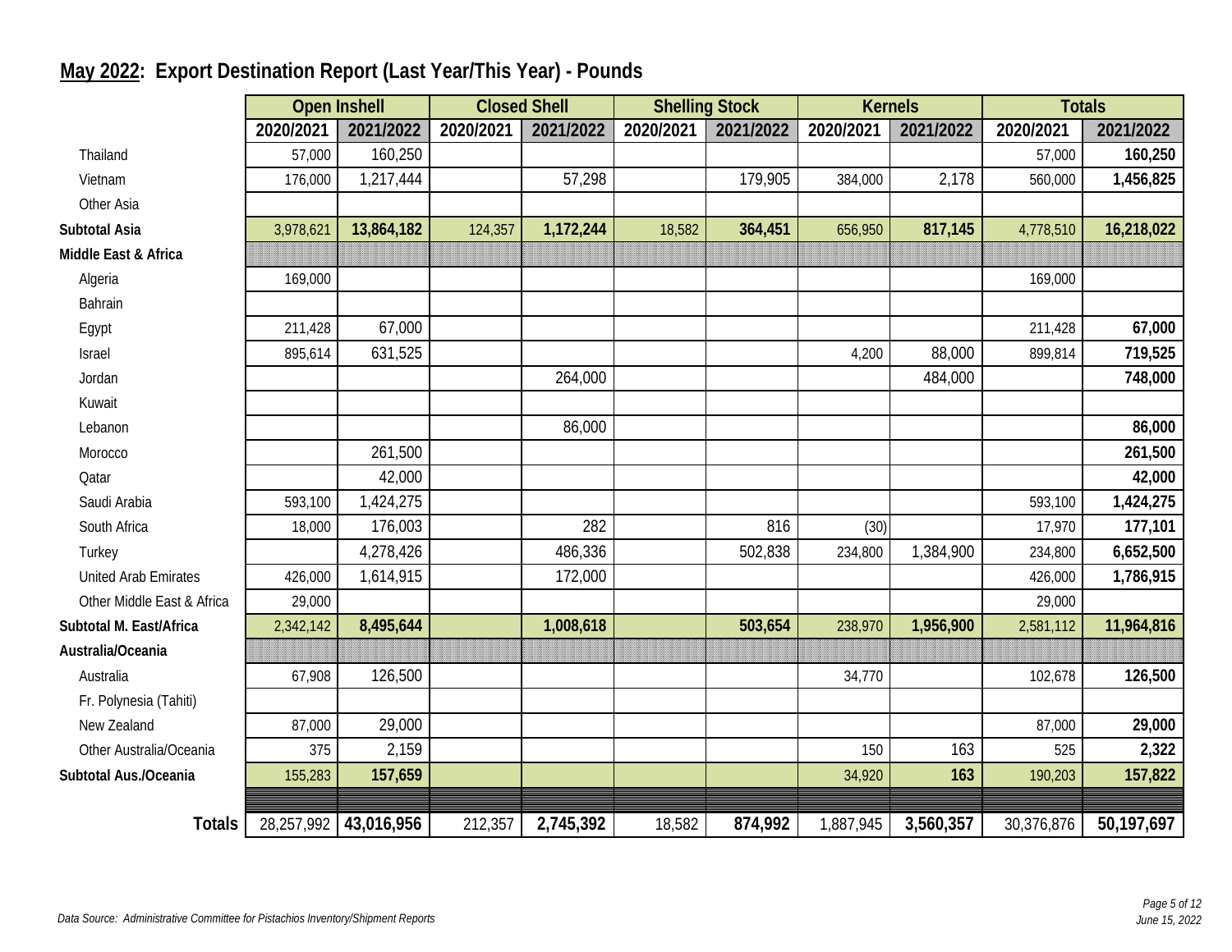## May 2022: Export Destination Report (Last Year/This Year) - Pounds

| | Open Inshell | | Closed Shell | | Shelling Stock | | Kernels | | Totals | |
|---|---|---|---|---|---|---|---|---|---|---|
| | 2020/2021 | 2021/2022 | 2020/2021 | 2021/2022 | 2020/2021 | 2021/2022 | 2020/2021 | 2021/2022 | 2020/2021 | 2021/2022 |
| Thailand | 57,000 | 160,250 | | | | | | | 57,000 | **160,250** |
| Vietnam | 176,000 | 1,217,444 | | 57,298 | | 179,905 | 384,000 | 2,178 | 560,000 | **1,456,825** |
| Other Asia | | | | | | | | | | |
| **Subtotal Asia** | 3,978,621 | **13,864,182** | 124,357 | **1,172,244** | 18,582 | **364,451** | 656,950 | **817,145** | 4,778,510 | **16,218,022** |
| **Middle East & Africa** | | | | | | | | | | |
| Algeria | 169,000 | | | | | | | | 169,000 | |
| Bahrain | | | | | | | | | | |
| Egypt | 211,428 | 67,000 | | | | | | | 211,428 | **67,000** |
| Israel | 895,614 | 631,525 | | | | | 4,200 | 88,000 | 899,814 | **719,525** |
| Jordan | | | | 264,000 | | | | 484,000 | | **748,000** |
| Kuwait | | | | | | | | | | |
| Lebanon | | | | 86,000 | | | | | | **86,000** |
| Morocco | | 261,500 | | | | | | | | **261,500** |
| Qatar | | 42,000 | | | | | | | | **42,000** |
| Saudi Arabia | 593,100 | 1,424,275 | | | | | | | 593,100 | **1,424,275** |
| South Africa | 18,000 | 176,003 | | 282 | | 816 | (30) | | 17,970 | **177,101** |
| Turkey | | 4,278,426 | | 486,336 | | 502,838 | 234,800 | 1,384,900 | 234,800 | **6,652,500** |
| United Arab Emirates | 426,000 | 1,614,915 | | 172,000 | | | | | 426,000 | **1,786,915** |
| Other Middle East & Africa | 29,000 | | | | | | | | 29,000 | |
| **Subtotal M. East/Africa** | 2,342,142 | **8,495,644** | | **1,008,618** | | **503,654** | 238,970 | **1,956,900** | 2,581,112 | **11,964,816** |
| **Australia/Oceania** | | | | | | | | | | |
| Australia | 67,908 | 126,500 | | | | | 34,770 | | 102,678 | **126,500** |
| Fr. Polynesia (Tahiti) | | | | | | | | | | |
| New Zealand | 87,000 | 29,000 | | | | | | | 87,000 | **29,000** |
| Other Australia/Oceania | 375 | 2,159 | | | | | 150 | 163 | 525 | **2,322** |
| **Subtotal Aus./Oceania** | 155,283 | **157,659** | | | | | 34,920 | **163** | 190,203 | **157,822** |
| **Totals** | 28,257,992 | **43,016,956** | 212,357 | **2,745,392** | 18,582 | **874,992** | 1,887,945 | **3,560,357** | 30,376,876 | **50,197,697** |

*Data Source: Administrative Committee for Pistachios Inventory/Shipment Reports*

*June 15, 2022*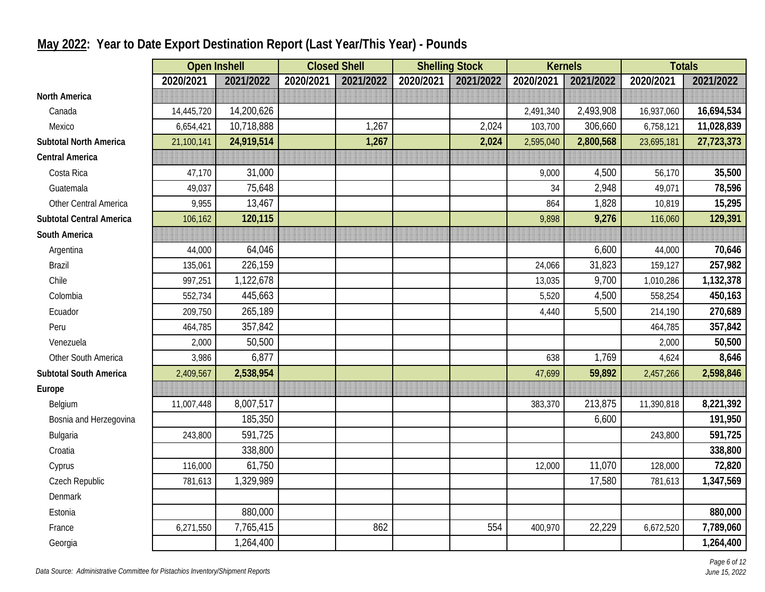## May 2022: Year to Date Export Destination Report (Last Year/This Year) - Pounds

| | Open Inshell | | Closed Shell | | Shelling Stock | | Kernels | | Totals | |
|---|---|---|---|---|---|---|---|---|---|---|
| | 2020/2021 | 2021/2022 | 2020/2021 | 2021/2022 | 2020/2021 | 2021/2022 | 2020/2021 | 2021/2022 | 2020/2021 | 2021/2022 |
| **North America** | | | | | | | | | | |
| Canada | 14,445,720 | 14,200,626 | | | | | 2,491,340 | 2,493,908 | 16,937,060 | **16,694,534** |
| Mexico | 6,654,421 | 10,718,888 | | 1,267 | | 2,024 | 103,700 | 306,660 | 6,758,121 | **11,028,839** |
| **Subtotal North America** | 21,100,141 | **24,919,514** | | **1,267** | | **2,024** | 2,595,040 | **2,800,568** | 23,695,181 | **27,723,373** |
| **Central America** | | | | | | | | | | |
| Costa Rica | 47,170 | 31,000 | | | | | 9,000 | 4,500 | 56,170 | **35,500** |
| Guatemala | 49,037 | 75,648 | | | | | 34 | 2,948 | 49,071 | **78,596** |
| Other Central America | 9,955 | 13,467 | | | | | 864 | 1,828 | 10,819 | **15,295** |
| **Subtotal Central America** | 106,162 | **120,115** | | | | | 9,898 | **9,276** | 116,060 | **129,391** |
| **South America** | | | | | | | | | | |
| Argentina | 44,000 | 64,046 | | | | | | 6,600 | 44,000 | **70,646** |
| Brazil | 135,061 | 226,159 | | | | | 24,066 | 31,823 | 159,127 | **257,982** |
| Chile | 997,251 | 1,122,678 | | | | | 13,035 | 9,700 | 1,010,286 | **1,132,378** |
| Colombia | 552,734 | 445,663 | | | | | 5,520 | 4,500 | 558,254 | **450,163** |
| Ecuador | 209,750 | 265,189 | | | | | 4,440 | 5,500 | 214,190 | **270,689** |
| Peru | 464,785 | 357,842 | | | | | | | 464,785 | **357,842** |
| Venezuela | 2,000 | 50,500 | | | | | | | 2,000 | **50,500** |
| Other South America | 3,986 | 6,877 | | | | | 638 | 1,769 | 4,624 | **8,646** |
| **Subtotal South America** | 2,409,567 | **2,538,954** | | | | | 47,699 | **59,892** | 2,457,266 | **2,598,846** |
| **Europe** | | | | | | | | | | |
| Belgium | 11,007,448 | 8,007,517 | | | | | 383,370 | 213,875 | 11,390,818 | **8,221,392** |
| Bosnia and Herzegovina | | 185,350 | | | | | | 6,600 | | **191,950** |
| Bulgaria | 243,800 | 591,725 | | | | | | | 243,800 | **591,725** |
| Croatia | | 338,800 | | | | | | | | **338,800** |
| Cyprus | 116,000 | 61,750 | | | | | 12,000 | 11,070 | 128,000 | **72,820** |
| Czech Republic | 781,613 | 1,329,989 | | | | | | 17,580 | 781,613 | **1,347,569** |
| Denmark | | | | | | | | | | |
| Estonia | | 880,000 | | | | | | | | **880,000** |
| France | 6,271,550 | 7,765,415 | | 862 | | 554 | 400,970 | 22,229 | 6,672,520 | **7,789,060** |
| Georgia | | 1,264,400 | | | | | | | | **1,264,400** |

*Data Source: Administrative Committee for Pistachios Inventory/Shipment Reports*

*June 15, 2022*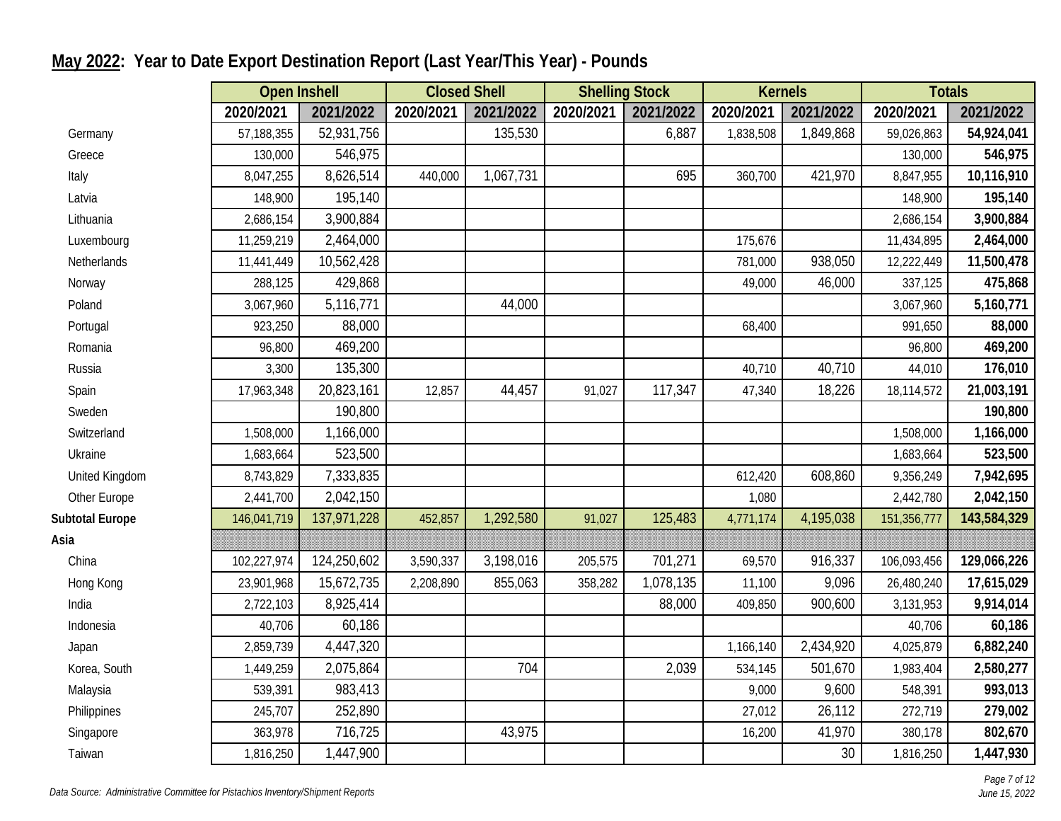## May 2022: Year to Date Export Destination Report (Last Year/This Year) - Pounds

| | Open Inshell | | Closed Shell | | Shelling Stock | | Kernels | | Totals | |
|---|---|---|---|---|---|---|---|---|---|---|
| | 2020/2021 | 2021/2022 | 2020/2021 | 2021/2022 | 2020/2021 | 2021/2022 | 2020/2021 | 2021/2022 | 2020/2021 | 2021/2022 |
| Germany | 57,188,355 | 52,931,756 | | 135,530 | | 6,887 | 1,838,508 | 1,849,868 | 59,026,863 | **54,924,041** |
| Greece | 130,000 | 546,975 | | | | | | | 130,000 | **546,975** |
| Italy | 8,047,255 | 8,626,514 | 440,000 | 1,067,731 | | 695 | 360,700 | 421,970 | 8,847,955 | **10,116,910** |
| Latvia | 148,900 | 195,140 | | | | | | | 148,900 | **195,140** |
| Lithuania | 2,686,154 | 3,900,884 | | | | | | | 2,686,154 | **3,900,884** |
| Luxembourg | 11,259,219 | 2,464,000 | | | | | 175,676 | | 11,434,895 | **2,464,000** |
| Netherlands | 11,441,449 | 10,562,428 | | | | | 781,000 | 938,050 | 12,222,449 | **11,500,478** |
| Norway | 288,125 | 429,868 | | | | | 49,000 | 46,000 | 337,125 | **475,868** |
| Poland | 3,067,960 | 5,116,771 | | 44,000 | | | | | 3,067,960 | **5,160,771** |
| Portugal | 923,250 | 88,000 | | | | | 68,400 | | 991,650 | **88,000** |
| Romania | 96,800 | 469,200 | | | | | | | 96,800 | **469,200** |
| Russia | 3,300 | 135,300 | | | | | 40,710 | 40,710 | 44,010 | **176,010** |
| Spain | 17,963,348 | 20,823,161 | 12,857 | 44,457 | 91,027 | 117,347 | 47,340 | 18,226 | 18,114,572 | **21,003,191** |
| Sweden | | 190,800 | | | | | | | | **190,800** |
| Switzerland | 1,508,000 | 1,166,000 | | | | | | | 1,508,000 | **1,166,000** |
| Ukraine | 1,683,664 | 523,500 | | | | | | | 1,683,664 | **523,500** |
| United Kingdom | 8,743,829 | 7,333,835 | | | | | 612,420 | 608,860 | 9,356,249 | **7,942,695** |
| Other Europe | 2,441,700 | 2,042,150 | | | | | 1,080 | | 2,442,780 | **2,042,150** |
| **Subtotal Europe** | 146,041,719 | 137,971,228 | 452,857 | 1,292,580 | 91,027 | 125,483 | 4,771,174 | 4,195,038 | 151,356,777 | **143,584,329** |
| **Asia** | | | | | | | | | | |
| China | 102,227,974 | 124,250,602 | 3,590,337 | 3,198,016 | 205,575 | 701,271 | 69,570 | 916,337 | 106,093,456 | **129,066,226** |
| Hong Kong | 23,901,968 | 15,672,735 | 2,208,890 | 855,063 | 358,282 | 1,078,135 | 11,100 | 9,096 | 26,480,240 | **17,615,029** |
| India | 2,722,103 | 8,925,414 | | | | 88,000 | 409,850 | 900,600 | 3,131,953 | **9,914,014** |
| Indonesia | 40,706 | 60,186 | | | | | | | 40,706 | **60,186** |
| Japan | 2,859,739 | 4,447,320 | | | | | 1,166,140 | 2,434,920 | 4,025,879 | **6,882,240** |
| Korea, South | 1,449,259 | 2,075,864 | | 704 | | 2,039 | 534,145 | 501,670 | 1,983,404 | **2,580,277** |
| Malaysia | 539,391 | 983,413 | | | | | 9,000 | 9,600 | 548,391 | **993,013** |
| Philippines | 245,707 | 252,890 | | | | | 27,012 | 26,112 | 272,719 | **279,002** |
| Singapore | 363,978 | 716,725 | | 43,975 | | | 16,200 | 41,970 | 380,178 | **802,670** |
| Taiwan | 1,816,250 | 1,447,900 | | | | | | 30 | 1,816,250 | **1,447,930** |

*Data Source: Administrative Committee for Pistachios Inventory/Shipment Reports*

*June 15, 2022*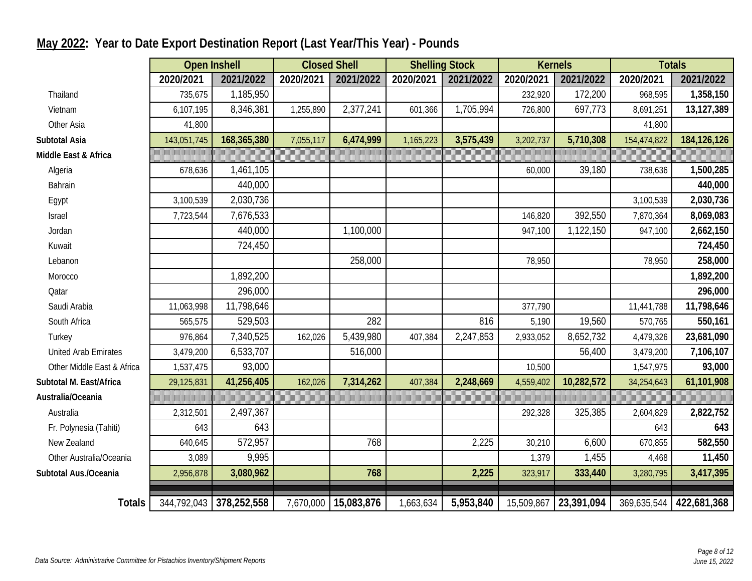## May 2022: Year to Date Export Destination Report (Last Year/This Year) - Pounds

| | Open Inshell | | Closed Shell | | Shelling Stock | | Kernels | | Totals | |
|---|---|---|---|---|---|---|---|---|---|---|
| | 2020/2021 | 2021/2022 | 2020/2021 | 2021/2022 | 2020/2021 | 2021/2022 | 2020/2021 | 2021/2022 | 2020/2021 | 2021/2022 |
| Thailand | 735,675 | 1,185,950 | | | | | 232,920 | 172,200 | 968,595 | **1,358,150** |
| Vietnam | 6,107,195 | 8,346,381 | 1,255,890 | 2,377,241 | 601,366 | 1,705,994 | 726,800 | 697,773 | 8,691,251 | **13,127,389** |
| Other Asia | 41,800 | | | | | | | | 41,800 | |
| **Subtotal Asia** | 143,051,745 | **168,365,380** | 7,055,117 | **6,474,999** | 1,165,223 | **3,575,439** | 3,202,737 | **5,710,308** | 154,474,822 | **184,126,126** |
| **Middle East & Africa** | | | | | | | | | | |
| Algeria | 678,636 | 1,461,105 | | | | | 60,000 | 39,180 | 738,636 | **1,500,285** |
| Bahrain | | 440,000 | | | | | | | | **440,000** |
| Egypt | 3,100,539 | 2,030,736 | | | | | | | 3,100,539 | **2,030,736** |
| Israel | 7,723,544 | 7,676,533 | | | | | 146,820 | 392,550 | 7,870,364 | **8,069,083** |
| Jordan | | 440,000 | | 1,100,000 | | | 947,100 | 1,122,150 | 947,100 | **2,662,150** |
| Kuwait | | 724,450 | | | | | | | | **724,450** |
| Lebanon | | | | 258,000 | | | 78,950 | | 78,950 | **258,000** |
| Morocco | | 1,892,200 | | | | | | | | **1,892,200** |
| Qatar | | 296,000 | | | | | | | | **296,000** |
| Saudi Arabia | 11,063,998 | 11,798,646 | | | | | 377,790 | | 11,441,788 | **11,798,646** |
| South Africa | 565,575 | 529,503 | | 282 | | 816 | 5,190 | 19,560 | 570,765 | **550,161** |
| Turkey | 976,864 | 7,340,525 | 162,026 | 5,439,980 | 407,384 | 2,247,853 | 2,933,052 | 8,652,732 | 4,479,326 | **23,681,090** |
| United Arab Emirates | 3,479,200 | 6,533,707 | | 516,000 | | | | 56,400 | 3,479,200 | **7,106,107** |
| Other Middle East & Africa | 1,537,475 | 93,000 | | | | | 10,500 | | 1,547,975 | **93,000** |
| **Subtotal M. East/Africa** | 29,125,831 | **41,256,405** | 162,026 | **7,314,262** | 407,384 | **2,248,669** | 4,559,402 | **10,282,572** | 34,254,643 | **61,101,908** |
| **Australia/Oceania** | | | | | | | | | | |
| Australia | 2,312,501 | 2,497,367 | | | | | 292,328 | 325,385 | 2,604,829 | **2,822,752** |
| Fr. Polynesia (Tahiti) | 643 | 643 | | | | | | | 643 | **643** |
| New Zealand | 640,645 | 572,957 | | 768 | | 2,225 | 30,210 | 6,600 | 670,855 | **582,550** |
| Other Australia/Oceania | 3,089 | 9,995 | | | | | 1,379 | 1,455 | 4,468 | **11,450** |
| **Subtotal Aus./Oceania** | 2,956,878 | **3,080,962** | | **768** | | **2,225** | 323,917 | **333,440** | 3,280,795 | **3,417,395** |
| **Totals** | 344,792,043 | **378,252,558** | 7,670,000 | **15,083,876** | 1,663,634 | **5,953,840** | 15,509,867 | **23,391,094** | 369,635,544 | **422,681,368** |

*Data Source: Administrative Committee for Pistachios Inventory/Shipment Reports*

*June 15, 2022*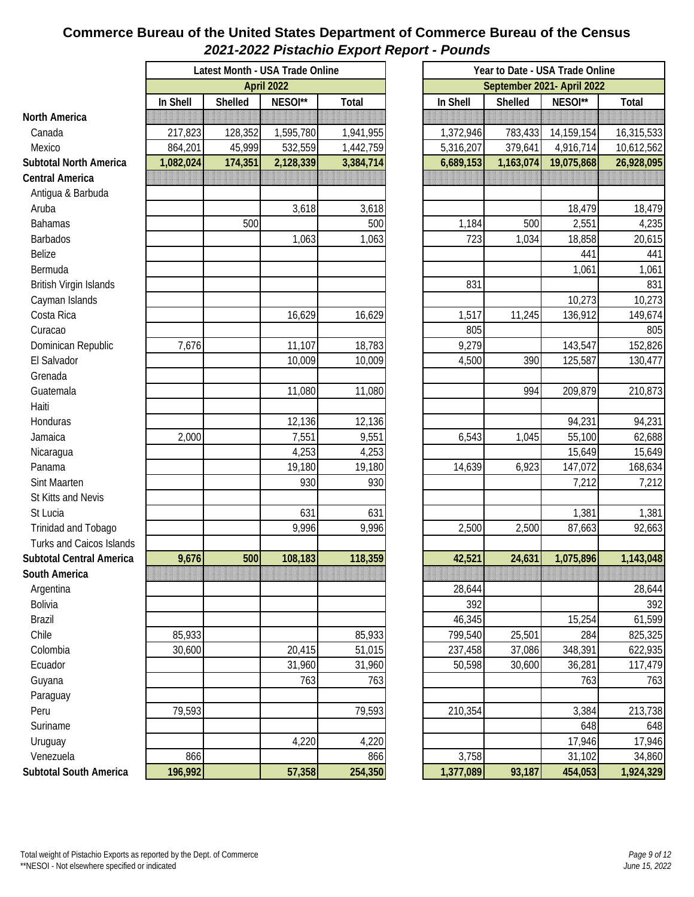# Commerce Bureau of the United States Department of Commerce Bureau of the Census

## *2021-2022 Pistachio Export Report - Pounds*

| | Latest Month - USA Trade Online | | | | Year to Date - USA Trade Online | | | |
|---|---|---|---|---|---|---|---|---|
| | April 2022 | | | | September 2021- April 2022 | | | |
| | In Shell | Shelled | NESOI** | Total | In Shell | Shelled | NESOI** | Total |
| **North America** | | | | | | | | |
| Canada | 217,823 | 128,352 | 1,595,780 | 1,941,955 | 1,372,946 | 783,433 | 14,159,154 | 16,315,533 |
| Mexico | 864,201 | 45,999 | 532,559 | 1,442,759 | 5,316,207 | 379,641 | 4,916,714 | 10,612,562 |
| **Subtotal North America** | **1,082,024** | **174,351** | **2,128,339** | **3,384,714** | **6,689,153** | **1,163,074** | **19,075,868** | **26,928,095** |
| **Central America** | | | | | | | | |
| Antigua & Barbuda | | | | | | | | |
| Aruba | | | 3,618 | 3,618 | | | 18,479 | 18,479 |
| Bahamas | | 500 | | 500 | 1,184 | 500 | 2,551 | 4,235 |
| Barbados | | | 1,063 | 1,063 | 723 | 1,034 | 18,858 | 20,615 |
| Belize | | | | | | | 441 | 441 |
| Bermuda | | | | | | | 1,061 | 1,061 |
| British Virgin Islands | | | | | 831 | | | 831 |
| Cayman Islands | | | | | | | 10,273 | 10,273 |
| Costa Rica | | | 16,629 | 16,629 | 1,517 | 11,245 | 136,912 | 149,674 |
| Curacao | | | | | 805 | | | 805 |
| Dominican Republic | 7,676 | | 11,107 | 18,783 | 9,279 | | 143,547 | 152,826 |
| El Salvador | | | 10,009 | 10,009 | 4,500 | 390 | 125,587 | 130,477 |
| Grenada | | | | | | | | |
| Guatemala | | | 11,080 | 11,080 | | 994 | 209,879 | 210,873 |
| Haiti | | | | | | | | |
| Honduras | | | 12,136 | 12,136 | | | 94,231 | 94,231 |
| Jamaica | 2,000 | | 7,551 | 9,551 | 6,543 | 1,045 | 55,100 | 62,688 |
| Nicaragua | | | 4,253 | 4,253 | | | 15,649 | 15,649 |
| Panama | | | 19,180 | 19,180 | 14,639 | 6,923 | 147,072 | 168,634 |
| Sint Maarten | | | 930 | 930 | | | 7,212 | 7,212 |
| St Kitts and Nevis | | | | | | | | |
| St Lucia | | | 631 | 631 | | | 1,381 | 1,381 |
| Trinidad and Tobago | | | 9,996 | 9,996 | 2,500 | 2,500 | 87,663 | 92,663 |
| Turks and Caicos Islands | | | | | | | | |
| **Subtotal Central America** | **9,676** | **500** | **108,183** | **118,359** | **42,521** | **24,631** | **1,075,896** | **1,143,048** |
| **South America** | | | | | | | | |
| Argentina | | | | | 28,644 | | | 28,644 |
| Bolivia | | | | | 392 | | | 392 |
| Brazil | | | | | 46,345 | | 15,254 | 61,599 |
| Chile | 85,933 | | | 85,933 | 799,540 | 25,501 | 284 | 825,325 |
| Colombia | 30,600 | | 20,415 | 51,015 | 237,458 | 37,086 | 348,391 | 622,935 |
| Ecuador | | | 31,960 | 31,960 | 50,598 | 30,600 | 36,281 | 117,479 |
| Guyana | | | 763 | 763 | | | 763 | 763 |
| Paraguay | | | | | | | | |
| Peru | 79,593 | | | 79,593 | 210,354 | | 3,384 | 213,738 |
| Suriname | | | | | | | 648 | 648 |
| Uruguay | | | 4,220 | 4,220 | | | 17,946 | 17,946 |
| Venezuela | 866 | | | 866 | 3,758 | | 31,102 | 34,860 |
| **Subtotal South America** | **196,992** | | **57,358** | **254,350** | **1,377,089** | **93,187** | **454,053** | **1,924,329** |

Total weight of Pistachio Exports as reported by the Dept. of Commerce
**NESOI - Not elsewhere specified or indicated

*June 15, 2022*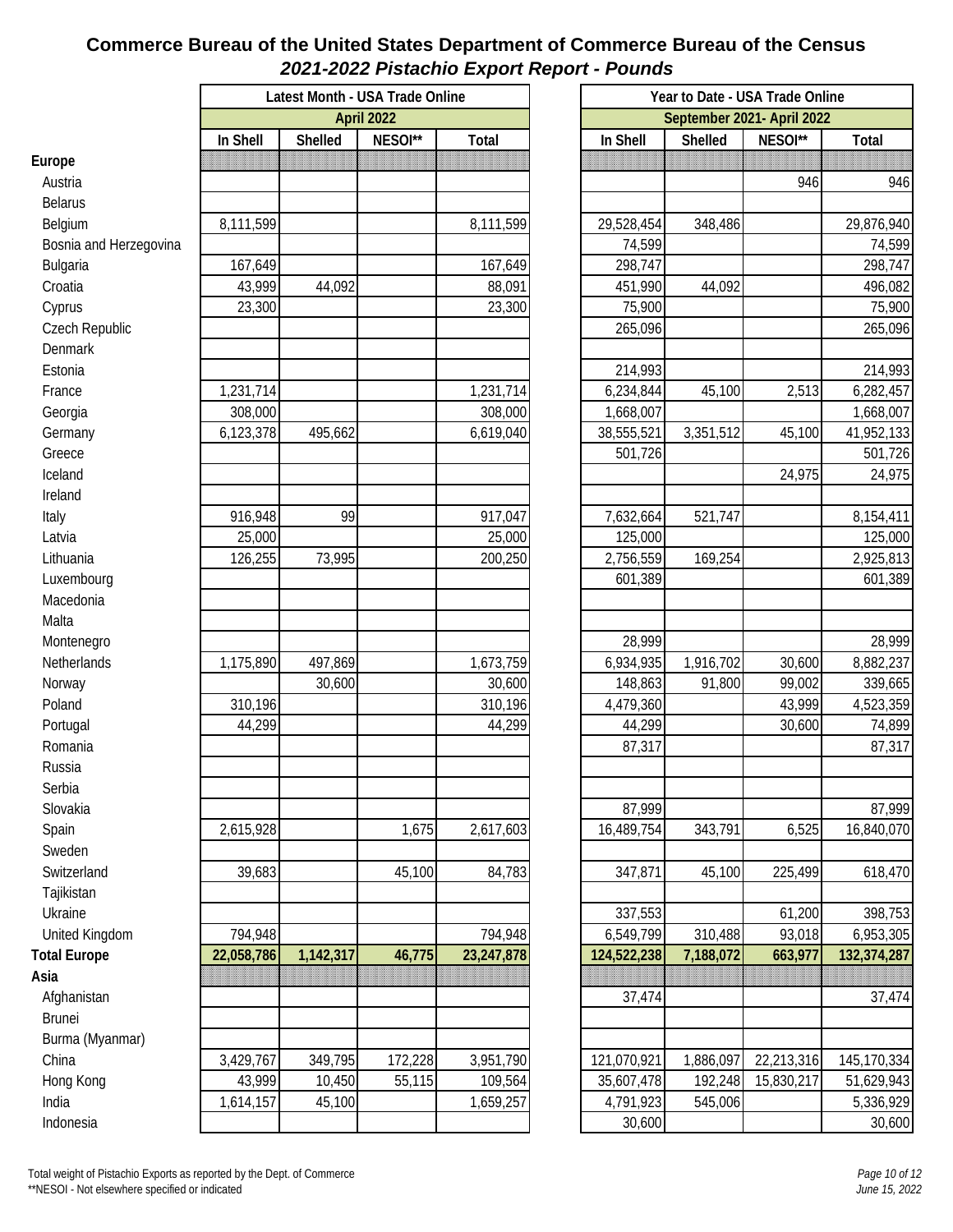# Commerce Bureau of the United States Department of Commerce Bureau of the Census

## *2021-2022 Pistachio Export Report - Pounds*

| | Latest Month - USA Trade Online | | | | Year to Date - USA Trade Online | | | |
|---|---|---|---|---|---|---|---|---|
| | April 2022 | | | | September 2021- April 2022 | | | |
| | In Shell | Shelled | NESOI** | Total | In Shell | Shelled | NESOI** | Total |
| **Europe** | | | | | | | | |
| Austria | | | | | | | 946 | 946 |
| Belarus | | | | | | | | |
| Belgium | 8,111,599 | | | 8,111,599 | 29,528,454 | 348,486 | | 29,876,940 |
| Bosnia and Herzegovina | | | | | 74,599 | | | 74,599 |
| Bulgaria | 167,649 | | | 167,649 | 298,747 | | | 298,747 |
| Croatia | 43,999 | 44,092 | | 88,091 | 451,990 | 44,092 | | 496,082 |
| Cyprus | 23,300 | | | 23,300 | 75,900 | | | 75,900 |
| Czech Republic | | | | | 265,096 | | | 265,096 |
| Denmark | | | | | | | | |
| Estonia | | | | | 214,993 | | | 214,993 |
| France | 1,231,714 | | | 1,231,714 | 6,234,844 | 45,100 | 2,513 | 6,282,457 |
| Georgia | 308,000 | | | 308,000 | 1,668,007 | | | 1,668,007 |
| Germany | 6,123,378 | 495,662 | | 6,619,040 | 38,555,521 | 3,351,512 | 45,100 | 41,952,133 |
| Greece | | | | | 501,726 | | | 501,726 |
| Iceland | | | | | | | 24,975 | 24,975 |
| Ireland | | | | | | | | |
| Italy | 916,948 | 99 | | 917,047 | 7,632,664 | 521,747 | | 8,154,411 |
| Latvia | 25,000 | | | 25,000 | 125,000 | | | 125,000 |
| Lithuania | 126,255 | 73,995 | | 200,250 | 2,756,559 | 169,254 | | 2,925,813 |
| Luxembourg | | | | | 601,389 | | | 601,389 |
| Macedonia | | | | | | | | |
| Malta | | | | | | | | |
| Montenegro | | | | | 28,999 | | | 28,999 |
| Netherlands | 1,175,890 | 497,869 | | 1,673,759 | 6,934,935 | 1,916,702 | 30,600 | 8,882,237 |
| Norway | | 30,600 | | 30,600 | 148,863 | 91,800 | 99,002 | 339,665 |
| Poland | 310,196 | | | 310,196 | 4,479,360 | | 43,999 | 4,523,359 |
| Portugal | 44,299 | | | 44,299 | 44,299 | | 30,600 | 74,899 |
| Romania | | | | | 87,317 | | | 87,317 |
| Russia | | | | | | | | |
| Serbia | | | | | | | | |
| Slovakia | | | | | 87,999 | | | 87,999 |
| Spain | 2,615,928 | | 1,675 | 2,617,603 | 16,489,754 | 343,791 | 6,525 | 16,840,070 |
| Sweden | | | | | | | | |
| Switzerland | 39,683 | | 45,100 | 84,783 | 347,871 | 45,100 | 225,499 | 618,470 |
| Tajikistan | | | | | | | | |
| Ukraine | | | | | 337,553 | | 61,200 | 398,753 |
| United Kingdom | 794,948 | | | 794,948 | 6,549,799 | 310,488 | 93,018 | 6,953,305 |
| **Total Europe** | **22,058,786** | **1,142,317** | **46,775** | **23,247,878** | **124,522,238** | **7,188,072** | **663,977** | **132,374,287** |
| **Asia** | | | | | | | | |
| Afghanistan | | | | | 37,474 | | | 37,474 |
| Brunei | | | | | | | | |
| Burma (Myanmar) | | | | | | | | |
| China | 3,429,767 | 349,795 | 172,228 | 3,951,790 | 121,070,921 | 1,886,097 | 22,213,316 | 145,170,334 |
| Hong Kong | 43,999 | 10,450 | 55,115 | 109,564 | 35,607,478 | 192,248 | 15,830,217 | 51,629,943 |
| India | 1,614,157 | 45,100 | | 1,659,257 | 4,791,923 | 545,006 | | 5,336,929 |
| Indonesia | | | | | 30,600 | | | 30,600 |

Total weight of Pistachio Exports as reported by the Dept. of Commerce
**NESOI - Not elsewhere specified or indicated

*June 15, 2022*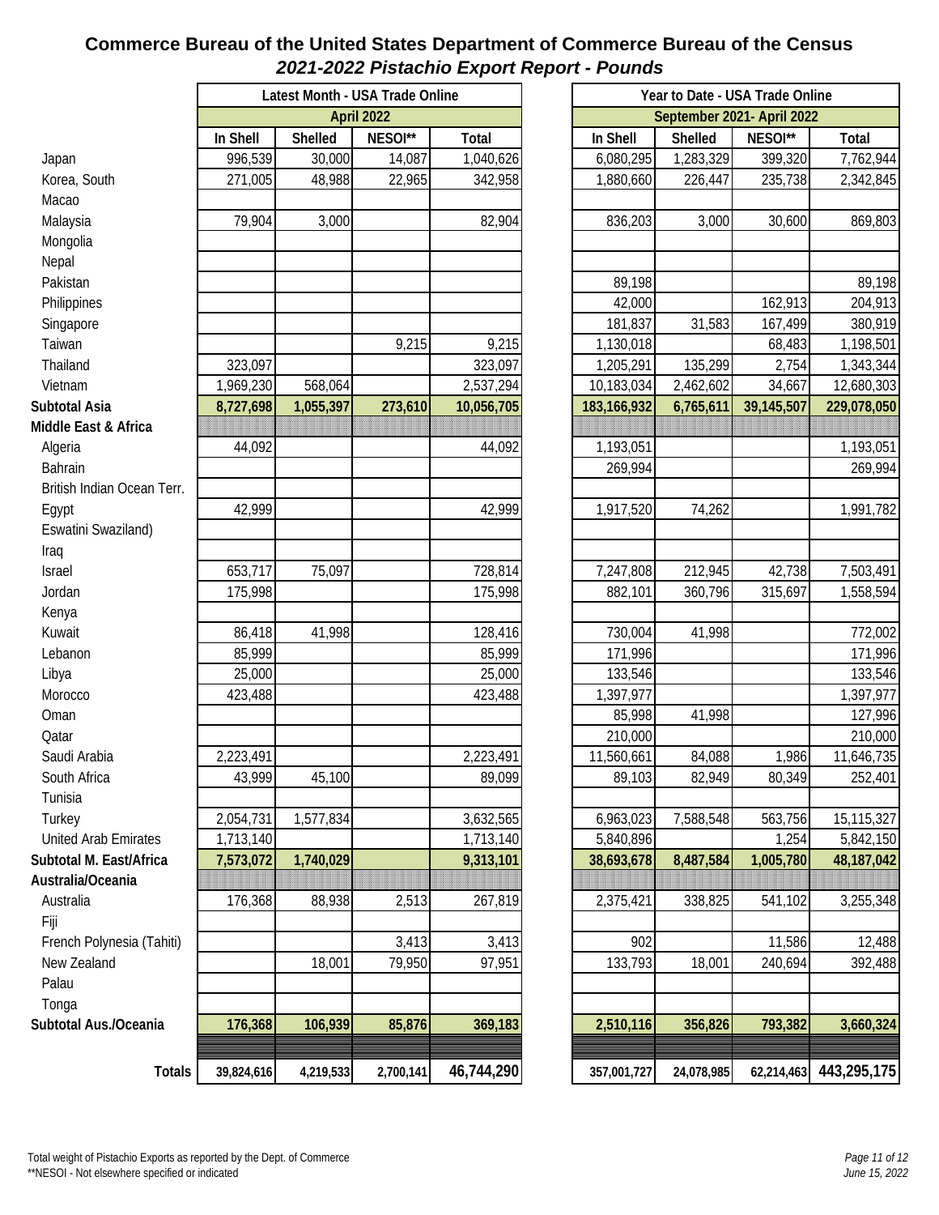## Commerce Bureau of the United States Department of Commerce Bureau of the Census

### *2021-2022 Pistachio Export Report - Pounds*

| | Latest Month - USA Trade Online | | | | Year to Date - USA Trade Online | | | |
|---|---|---|---|---|---|---|---|---|
| | April 2022 | | | | September 2021- April 2022 | | | |
| | In Shell | Shelled | NESOI** | Total | In Shell | Shelled | NESOI** | Total |
| Japan | 996,539 | 30,000 | 14,087 | 1,040,626 | 6,080,295 | 1,283,329 | 399,320 | 7,762,944 |
| Korea, South | 271,005 | 48,988 | 22,965 | 342,958 | 1,880,660 | 226,447 | 235,738 | 2,342,845 |
| Macao | | | | | | | | |
| Malaysia | 79,904 | 3,000 | | 82,904 | 836,203 | 3,000 | 30,600 | 869,803 |
| Mongolia | | | | | | | | |
| Nepal | | | | | | | | |
| Pakistan | | | | | 89,198 | | | 89,198 |
| Philippines | | | | | 42,000 | | 162,913 | 204,913 |
| Singapore | | | | | 181,837 | 31,583 | 167,499 | 380,919 |
| Taiwan | | | 9,215 | 9,215 | 1,130,018 | | 68,483 | 1,198,501 |
| Thailand | 323,097 | | | 323,097 | 1,205,291 | 135,299 | 2,754 | 1,343,344 |
| Vietnam | 1,969,230 | 568,064 | | 2,537,294 | 10,183,034 | 2,462,602 | 34,667 | 12,680,303 |
| **Subtotal Asia** | **8,727,698** | **1,055,397** | **273,610** | **10,056,705** | **183,166,932** | **6,765,611** | **39,145,507** | **229,078,050** |
| **Middle East & Africa** | | | | | | | | |
| Algeria | 44,092 | | | 44,092 | 1,193,051 | | | 1,193,051 |
| Bahrain | | | | | 269,994 | | | 269,994 |
| British Indian Ocean Terr. | | | | | | | | |
| Egypt | 42,999 | | | 42,999 | 1,917,520 | 74,262 | | 1,991,782 |
| Eswatini Swaziland) | | | | | | | | |
| Iraq | | | | | | | | |
| Israel | 653,717 | 75,097 | | 728,814 | 7,247,808 | 212,945 | 42,738 | 7,503,491 |
| Jordan | 175,998 | | | 175,998 | 882,101 | 360,796 | 315,697 | 1,558,594 |
| Kenya | | | | | | | | |
| Kuwait | 86,418 | 41,998 | | 128,416 | 730,004 | 41,998 | | 772,002 |
| Lebanon | 85,999 | | | 85,999 | 171,996 | | | 171,996 |
| Libya | 25,000 | | | 25,000 | 133,546 | | | 133,546 |
| Morocco | 423,488 | | | 423,488 | 1,397,977 | | | 1,397,977 |
| Oman | | | | | 85,998 | 41,998 | | 127,996 |
| Qatar | | | | | 210,000 | | | 210,000 |
| Saudi Arabia | 2,223,491 | | | 2,223,491 | 11,560,661 | 84,088 | 1,986 | 11,646,735 |
| South Africa | 43,999 | 45,100 | | 89,099 | 89,103 | 82,949 | 80,349 | 252,401 |
| Tunisia | | | | | | | | |
| Turkey | 2,054,731 | 1,577,834 | | 3,632,565 | 6,963,023 | 7,588,548 | 563,756 | 15,115,327 |
| United Arab Emirates | 1,713,140 | | | 1,713,140 | 5,840,896 | | 1,254 | 5,842,150 |
| **Subtotal M. East/Africa** | **7,573,072** | **1,740,029** | | **9,313,101** | **38,693,678** | **8,487,584** | **1,005,780** | **48,187,042** |
| **Australia/Oceania** | | | | | | | | |
| Australia | 176,368 | 88,938 | 2,513 | 267,819 | 2,375,421 | 338,825 | 541,102 | 3,255,348 |
| Fiji | | | | | | | | |
| French Polynesia (Tahiti) | | | 3,413 | 3,413 | 902 | | 11,586 | 12,488 |
| New Zealand | | 18,001 | 79,950 | 97,951 | 133,793 | 18,001 | 240,694 | 392,488 |
| Palau | | | | | | | | |
| Tonga | | | | | | | | |
| **Subtotal Aus./Oceania** | **176,368** | **106,939** | **85,876** | **369,183** | **2,510,116** | **356,826** | **793,382** | **3,660,324** |
| **Totals** | **39,824,616** | **4,219,533** | **2,700,141** | **46,744,290** | **357,001,727** | **24,078,985** | **62,214,463** | **443,295,175** |

Total weight of Pistachio Exports as reported by the Dept. of Commerce
**NESOI - Not elsewhere specified or indicated

*June 15, 2022*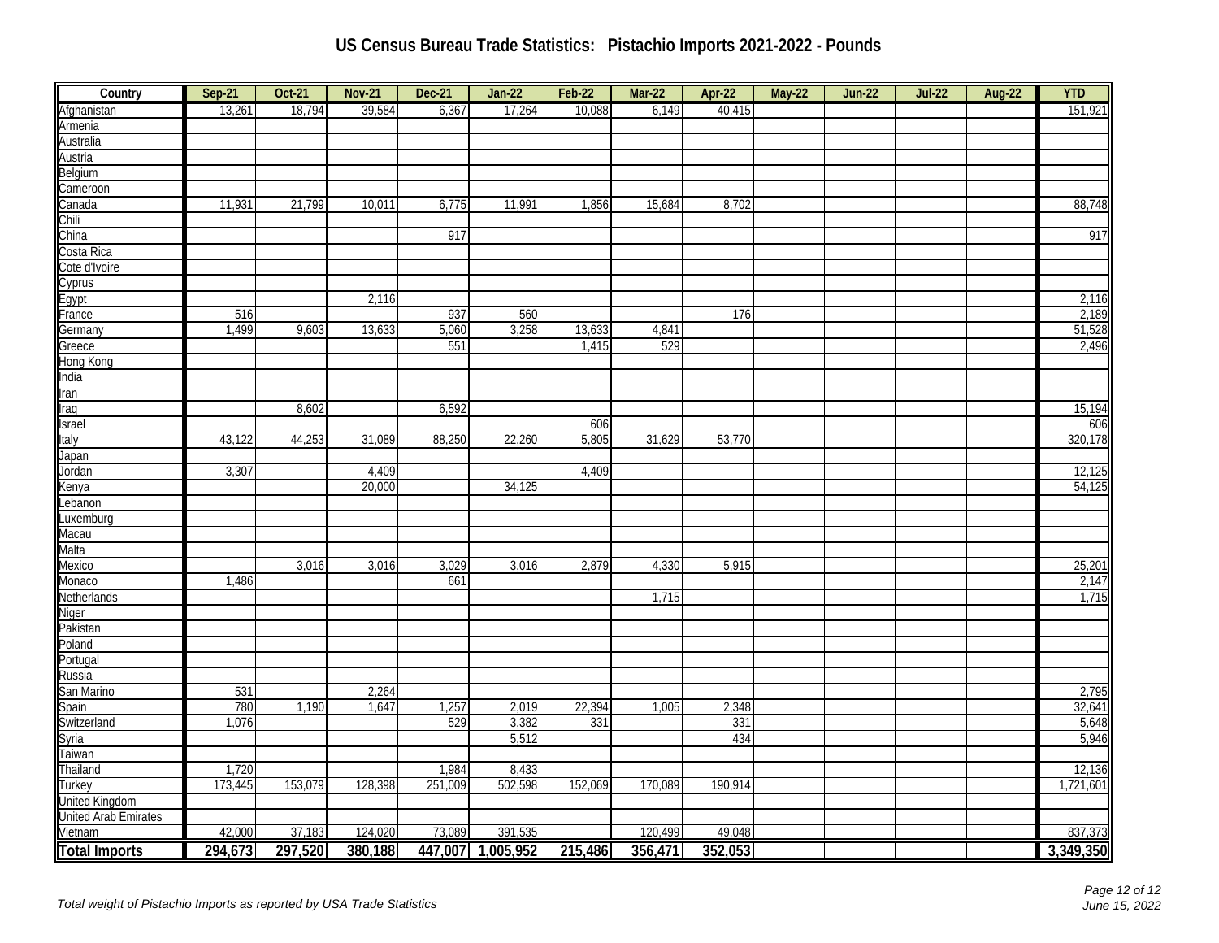# US Census Bureau Trade Statistics: Pistachio Imports 2021-2022 - Pounds

| Country | Sep-21 | Oct-21 | Nov-21 | Dec-21 | Jan-22 | Feb-22 | Mar-22 | Apr-22 | May-22 | Jun-22 | Jul-22 | Aug-22 | YTD |
|---|---|---|---|---|---|---|---|---|---|---|---|---|---|
| Afghanistan | 13,261 | 18,794 | 39,584 | 6,367 | 17,264 | 10,088 | 6,149 | 40,415 | | | | | 151,921 |
| Armenia | | | | | | | | | | | | | |
| Australia | | | | | | | | | | | | | |
| Austria | | | | | | | | | | | | | |
| Belgium | | | | | | | | | | | | | |
| Cameroon | | | | | | | | | | | | | |
| Canada | 11,931 | 21,799 | 10,011 | 6,775 | 11,991 | 1,856 | 15,684 | 8,702 | | | | | 88,748 |
| Chili | | | | | | | | | | | | | |
| China | | | | 917 | | | | | | | | | 917 |
| Costa Rica | | | | | | | | | | | | | |
| Cote d'Ivoire | | | | | | | | | | | | | |
| Cyprus | | | | | | | | | | | | | |
| Egypt | | | 2,116 | | | | | | | | | | 2,116 |
| France | 516 | | | 937 | 560 | | | 176 | | | | | 2,189 |
| Germany | 1,499 | 9,603 | 13,633 | 5,060 | 3,258 | 13,633 | 4,841 | | | | | | 51,528 |
| Greece | | | | 551 | | 1,415 | 529 | | | | | | 2,496 |
| Hong Kong | | | | | | | | | | | | | |
| India | | | | | | | | | | | | | |
| Iran | | | | | | | | | | | | | |
| Iraq | | 8,602 | | 6,592 | | | | | | | | | 15,194 |
| Israel | | | | | | 606 | | | | | | | 606 |
| Italy | 43,122 | 44,253 | 31,089 | 88,250 | 22,260 | 5,805 | 31,629 | 53,770 | | | | | 320,178 |
| Japan | | | | | | | | | | | | | |
| Jordan | 3,307 | | 4,409 | | | 4,409 | | | | | | | 12,125 |
| Kenya | | | 20,000 | | 34,125 | | | | | | | | 54,125 |
| Lebanon | | | | | | | | | | | | | |
| Luxemburg | | | | | | | | | | | | | |
| Macau | | | | | | | | | | | | | |
| Malta | | | | | | | | | | | | | |
| Mexico | | 3,016 | 3,016 | 3,029 | 3,016 | 2,879 | 4,330 | 5,915 | | | | | 25,201 |
| Monaco | 1,486 | | | 661 | | | | | | | | | 2,147 |
| Netherlands | | | | | | | 1,715 | | | | | | 1,715 |
| Niger | | | | | | | | | | | | | |
| Pakistan | | | | | | | | | | | | | |
| Poland | | | | | | | | | | | | | |
| Portugal | | | | | | | | | | | | | |
| Russia | | | | | | | | | | | | | |
| San Marino | 531 | | 2,264 | | | | | | | | | | 2,795 |
| Spain | 780 | 1,190 | 1,647 | 1,257 | 2,019 | 22,394 | 1,005 | 2,348 | | | | | 32,641 |
| Switzerland | 1,076 | | | 529 | 3,382 | 331 | | 331 | | | | | 5,648 |
| Syria | | | | | 5,512 | | | 434 | | | | | 5,946 |
| Taiwan | | | | | | | | | | | | | |
| Thailand | 1,720 | | | 1,984 | 8,433 | | | | | | | | 12,136 |
| Turkey | 173,445 | 153,079 | 128,398 | 251,009 | 502,598 | 152,069 | 170,089 | 190,914 | | | | | 1,721,601 |
| United Kingdom | | | | | | | | | | | | | |
| United Arab Emirates | | | | | | | | | | | | | |
| Vietnam | 42,000 | 37,183 | 124,020 | 73,089 | 391,535 | | 120,499 | 49,048 | | | | | 837,373 |
| **Total Imports** | **294,673** | **297,520** | **380,188** | **447,007** | **1,005,952** | **215,486** | **356,471** | **352,053** | | | | | **3,349,350** |

*Total weight of Pistachio Imports as reported by USA Trade Statistics*

*June 15, 2022*